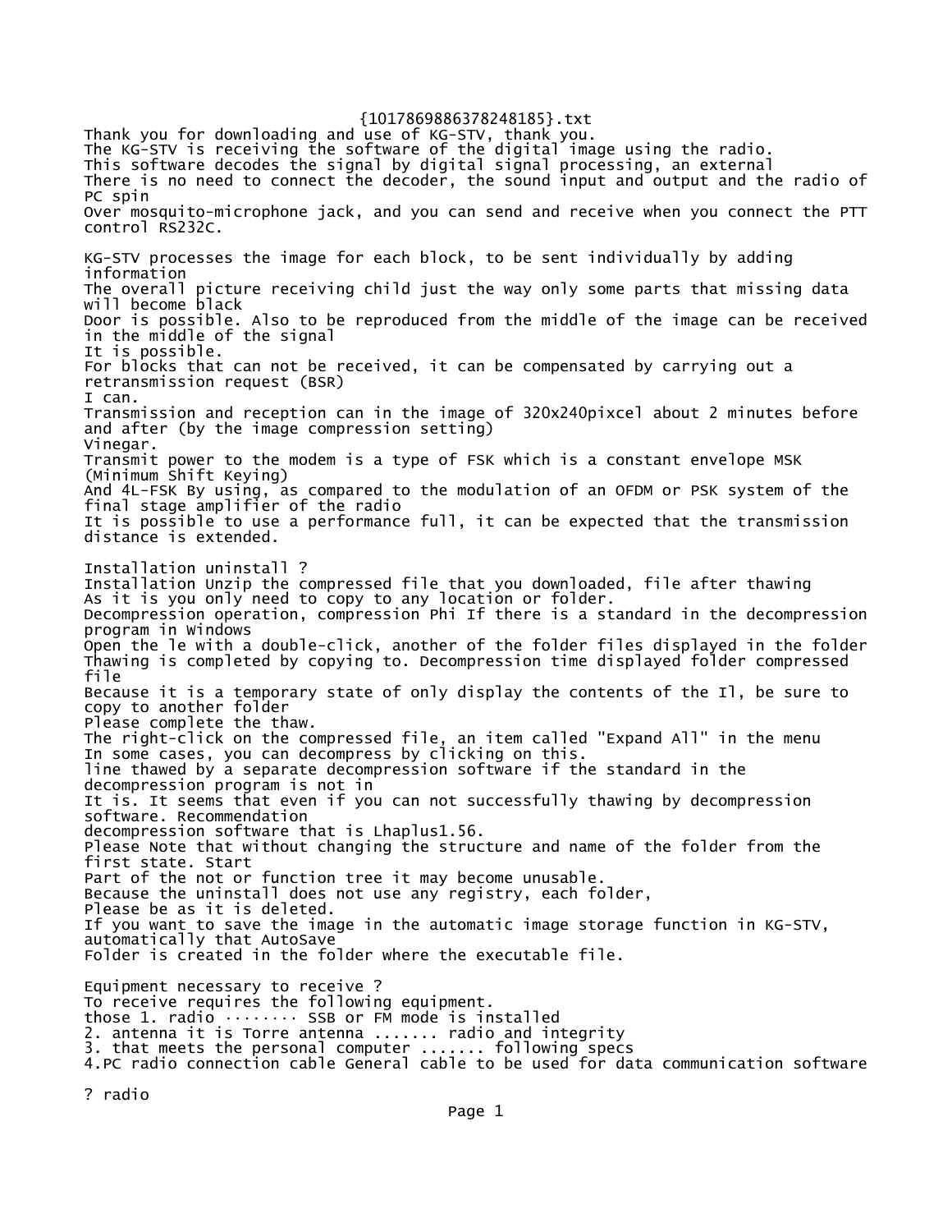{1017869886378248185}.txt

Thank you for downloading and use of KG-STV, thank you.
The KG-STV is receiving the software of the digital image using the radio.
This software decodes the signal by digital signal processing, an external
There is no need to connect the decoder, the sound input and output and the radio of PC spin
Over mosquito-microphone jack, and you can send and receive when you connect the PTT control RS232C.

KG-STV processes the image for each block, to be sent individually by adding information
The overall picture receiving child just the way only some parts that missing data will become black
Door is possible. Also to be reproduced from the middle of the image can be received in the middle of the signal
It is possible.
For blocks that can not be received, it can be compensated by carrying out a retransmission request (BSR)
I can.
Transmission and reception can in the image of 320x240pixcel about 2 minutes before and after (by the image compression setting)
Vinegar.
Transmit power to the modem is a type of FSK which is a constant envelope MSK (Minimum Shift Keying)
And 4L-FSK By using, as compared to the modulation of an OFDM or PSK system of the final stage amplifier of the radio
It is possible to use a performance full, it can be expected that the transmission distance is extended.

Installation uninstall ?
Installation Unzip the compressed file that you downloaded, file after thawing
As it is you only need to copy to any location or folder.
Decompression operation, compression Phi If there is a standard in the decompression program in Windows
Open the le with a double-click, another of the folder files displayed in the folder
Thawing is completed by copying to. Decompression time displayed folder compressed file
Because it is a temporary state of only display the contents of the Il, be sure to copy to another folder
Please complete the thaw.
The right-click on the compressed file, an item called "Expand All" in the menu
In some cases, you can decompress by clicking on this.
line thawed by a separate decompression software if the standard in the decompression program is not in
It is. It seems that even if you can not successfully thawing by decompression software. Recommendation
decompression software that is Lhaplus1.56.
Please Note that without changing the structure and name of the folder from the first state. Start
Part of the not or function tree it may become unusable.
Because the uninstall does not use any registry, each folder,
Please be as it is deleted.
If you want to save the image in the automatic image storage function in KG-STV, automatically that AutoSave
Folder is created in the folder where the executable file.

Equipment necessary to receive ?
To receive requires the following equipment.
those 1. radio ········ SSB or FM mode is installed
2. antenna it is Torre antenna ....... radio and integrity
3. that meets the personal computer ....... following specs
4.PC radio connection cable General cable to be used for data communication software

? radio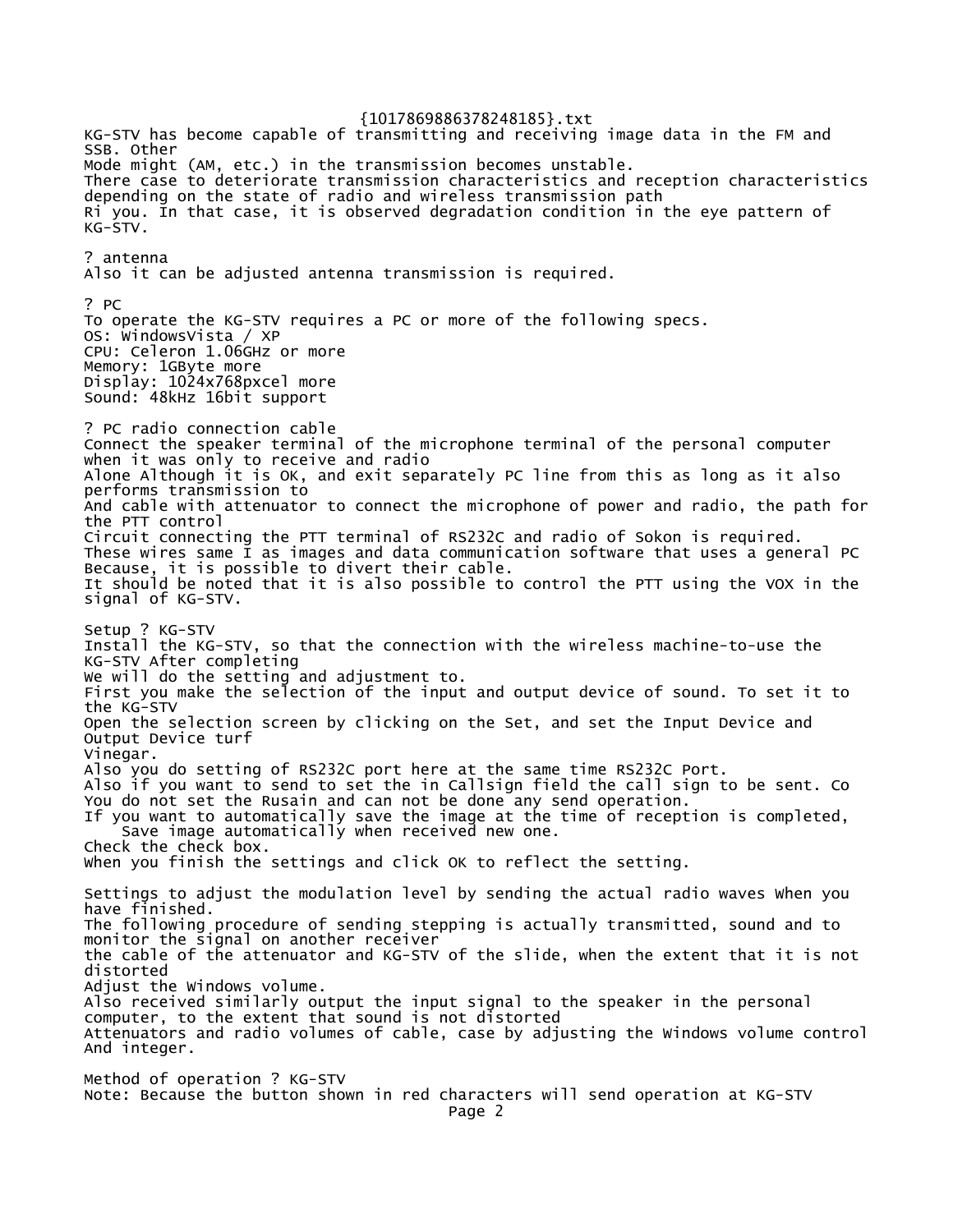KG-STV has become capable of transmitting and receiving image data in the FM and SSB. Other
Mode might (AM, etc.) in the transmission becomes unstable.
There case to deteriorate transmission characteristics and reception characteristics depending on the state of radio and wireless transmission path
Ri you. In that case, it is observed degradation condition in the eye pattern of KG-STV.

? antenna
Also it can be adjusted antenna transmission is required.

? PC
To operate the KG-STV requires a PC or more of the following specs.
OS: WindowsVista / XP
CPU: Celeron 1.06GHz or more
Memory: 1GByte more
Display: 1024x768pxcel more
Sound: 48kHz 16bit support

? PC radio connection cable
Connect the speaker terminal of the microphone terminal of the personal computer when it was only to receive and radio
Alone Although it is OK, and exit separately PC line from this as long as it also performs transmission to
And cable with attenuator to connect the microphone of power and radio, the path for the PTT control
Circuit connecting the PTT terminal of RS232C and radio of Sokon is required.
These wires same I as images and data communication software that uses a general PC
Because, it is possible to divert their cable.
It should be noted that it is also possible to control the PTT using the VOX in the signal of KG-STV.

Setup ? KG-STV
Install the KG-STV, so that the connection with the wireless machine-to-use the KG-STV After completing
We will do the setting and adjustment to.
First you make the selection of the input and output device of sound. To set it to the KG-STV
Open the selection screen by clicking on the Set, and set the Input Device and Output Device turf
Vinegar.
Also you do setting of RS232C port here at the same time RS232C Port.
Also if you want to send to set the in Callsign field the call sign to be sent. Co
You do not set the Rusain and can not be done any send operation.
If you want to automatically save the image at the time of reception is completed,
    Save image automatically when received new one.
Check the check box.
When you finish the settings and click OK to reflect the setting.

Settings to adjust the modulation level by sending the actual radio waves When you have finished.
The following procedure of sending stepping is actually transmitted, sound and to monitor the signal on another receiver
the cable of the attenuator and KG-STV of the slide, when the extent that it is not distorted
Adjust the Windows volume.
Also received similarly output the input signal to the speaker in the personal computer, to the extent that sound is not distorted
Attenuators and radio volumes of cable, case by adjusting the Windows volume control And integer.

Method of operation ? KG-STV
Note: Because the button shown in red characters will send operation at KG-STV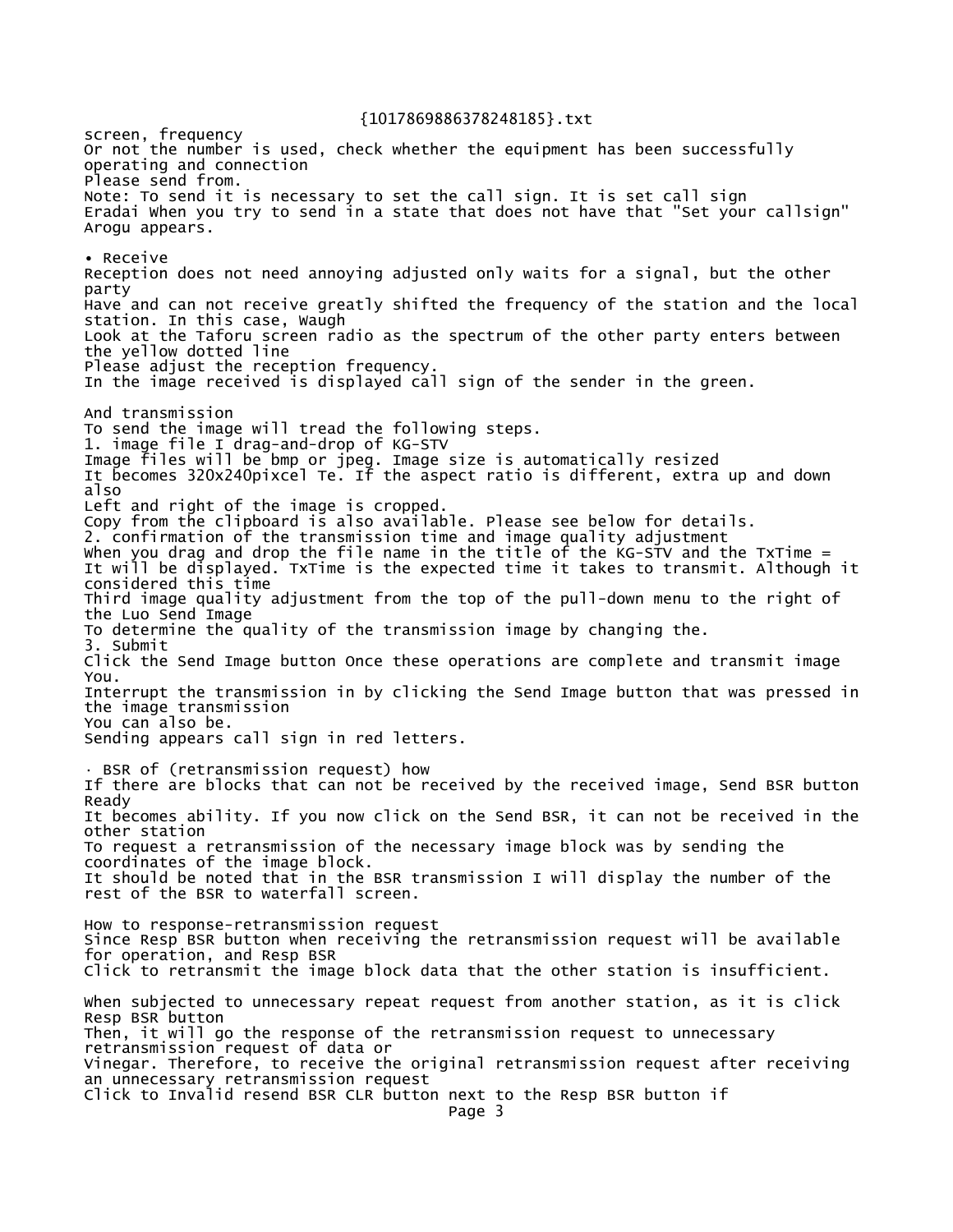screen, frequency
Or not the number is used, check whether the equipment has been successfully operating and connection
Please send from.
Note: To send it is necessary to set the call sign. It is set call sign
Eradai When you try to send in a state that does not have that "Set your callsign" Arogu appears.

• Receive
Reception does not need annoying adjusted only waits for a signal, but the other party
Have and can not receive greatly shifted the frequency of the station and the local station. In this case, Waugh
Look at the Taforu screen radio as the spectrum of the other party enters between the yellow dotted line
Please adjust the reception frequency.
In the image received is displayed call sign of the sender in the green.

And transmission
To send the image will tread the following steps.
1. image file I drag-and-drop of KG-STV
Image files will be bmp or jpeg. Image size is automatically resized
It becomes 320x240pixcel Te. If the aspect ratio is different, extra up and down also
Left and right of the image is cropped.
Copy from the clipboard is also available. Please see below for details.
2. confirmation of the transmission time and image quality adjustment
When you drag and drop the file name in the title of the KG-STV and the TxTime =
It will be displayed. TxTime is the expected time it takes to transmit. Although it considered this time
Third image quality adjustment from the top of the pull-down menu to the right of the Luo Send Image
To determine the quality of the transmission image by changing the.
3. Submit
Click the Send Image button Once these operations are complete and transmit image You.
Interrupt the transmission in by clicking the Send Image button that was pressed in the image transmission
You can also be.
Sending appears call sign in red letters.

· BSR of (retransmission request) how
If there are blocks that can not be received by the received image, Send BSR button Ready
It becomes ability. If you now click on the Send BSR, it can not be received in the other station
To request a retransmission of the necessary image block was by sending the coordinates of the image block.
It should be noted that in the BSR transmission I will display the number of the rest of the BSR to waterfall screen.

How to response-retransmission request
Since Resp BSR button when receiving the retransmission request will be available for operation, and Resp BSR
Click to retransmit the image block data that the other station is insufficient.

When subjected to unnecessary repeat request from another station, as it is click Resp BSR button
Then, it will go the response of the retransmission request to unnecessary retransmission request of data or
Vinegar. Therefore, to receive the original retransmission request after receiving an unnecessary retransmission request
Click to Invalid resend BSR CLR button next to the Resp BSR button if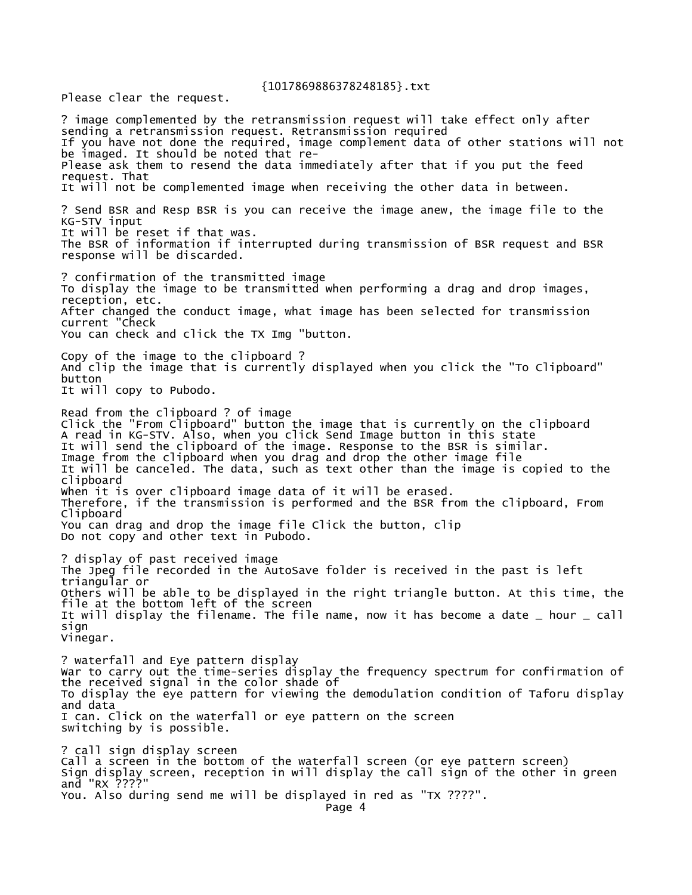Please clear the request.

? image complemented by the retransmission request will take effect only after sending a retransmission request. Retransmission required
If you have not done the required, image complement data of other stations will not be imaged. It should be noted that re-
Please ask them to resend the data immediately after that if you put the feed request. That
It will not be complemented image when receiving the other data in between.

? Send BSR and Resp BSR is you can receive the image anew, the image file to the KG-STV input
It will be reset if that was.
The BSR of information if interrupted during transmission of BSR request and BSR response will be discarded.

? confirmation of the transmitted image
To display the image to be transmitted when performing a drag and drop images, reception, etc.
After changed the conduct image, what image has been selected for transmission current "Check
You can check and click the TX Img "button.

Copy of the image to the clipboard ?
And clip the image that is currently displayed when you click the "To Clipboard" button
It will copy to Pubodo.

Read from the clipboard ? of image
Click the "From Clipboard" button the image that is currently on the clipboard
A read in KG-STV. Also, when you click Send Image button in this state
It will send the clipboard of the image. Response to the BSR is similar.
Image from the clipboard when you drag and drop the other image file
It will be canceled. The data, such as text other than the image is copied to the clipboard
When it is over clipboard image data of it will be erased.
Therefore, if the transmission is performed and the BSR from the clipboard, From Clipboard
You can drag and drop the image file Click the button, clip
Do not copy and other text in Pubodo.

? display of past received image
The Jpeg file recorded in the AutoSave folder is received in the past is left triangular or
Others will be able to be displayed in the right triangle button. At this time, the file at the bottom left of the screen
It will display the filename. The file name, now it has become a date _ hour _ call sign
Vinegar.

? waterfall and Eye pattern display
War to carry out the time-series display the frequency spectrum for confirmation of the received signal in the color shade of
To display the eye pattern for viewing the demodulation condition of Taforu display and data
I can. Click on the waterfall or eye pattern on the screen
switching by is possible.

? call sign display screen
Call a screen in the bottom of the waterfall screen (or eye pattern screen)
Sign display screen, reception in will display the call sign of the other in green and "RX ????"
You. Also during send me will be displayed in red as "TX ????".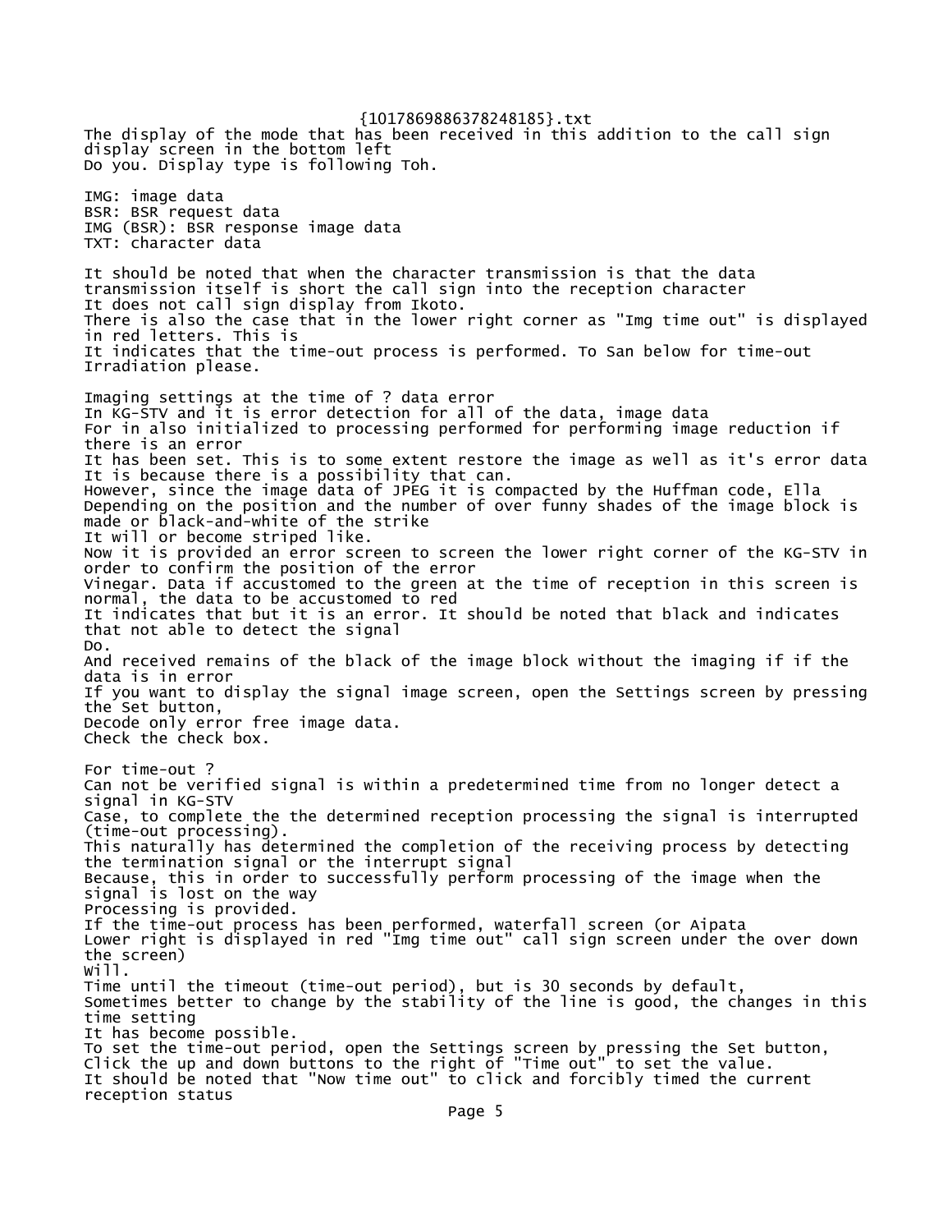The display of the mode that has been received in this addition to the call sign display screen in the bottom left
Do you. Display type is following Toh.

IMG: image data
BSR: BSR request data
IMG (BSR): BSR response image data
TXT: character data

It should be noted that when the character transmission is that the data transmission itself is short the call sign into the reception character
It does not call sign display from Ikoto.
There is also the case that in the lower right corner as "Img time out" is displayed in red letters. This is
It indicates that the time-out process is performed. To San below for time-out Irradiation please.

Imaging settings at the time of ? data error
In KG-STV and it is error detection for all of the data, image data
For in also initialized to processing performed for performing image reduction if there is an error
It has been set. This is to some extent restore the image as well as it's error data
It is because there is a possibility that can.
However, since the image data of JPEG it is compacted by the Huffman code, Ella
Depending on the position and the number of over funny shades of the image block is made or black-and-white of the strike
It will or become striped like.
Now it is provided an error screen to screen the lower right corner of the KG-STV in order to confirm the position of the error
Vinegar. Data if accustomed to the green at the time of reception in this screen is normal, the data to be accustomed to red
It indicates that but it is an error. It should be noted that black and indicates that not able to detect the signal
Do.
And received remains of the black of the image block without the imaging if if the data is in error
If you want to display the signal image screen, open the Settings screen by pressing the Set button,
Decode only error free image data.
Check the check box.

For time-out ?
Can not be verified signal is within a predetermined time from no longer detect a signal in KG-STV
Case, to complete the the determined reception processing the signal is interrupted (time-out processing).
This naturally has determined the completion of the receiving process by detecting the termination signal or the interrupt signal
Because, this in order to successfully perform processing of the image when the signal is lost on the way
Processing is provided.
If the time-out process has been performed, waterfall screen (or Aipata
Lower right is displayed in red "Img time out" call sign screen under the over down the screen)
Will.
Time until the timeout (time-out period), but is 30 seconds by default,
Sometimes better to change by the stability of the line is good, the changes in this time setting
It has become possible.
To set the time-out period, open the Settings screen by pressing the Set button,
Click the up and down buttons to the right of "Time out" to set the value.
It should be noted that "Now time out" to click and forcibly timed the current reception status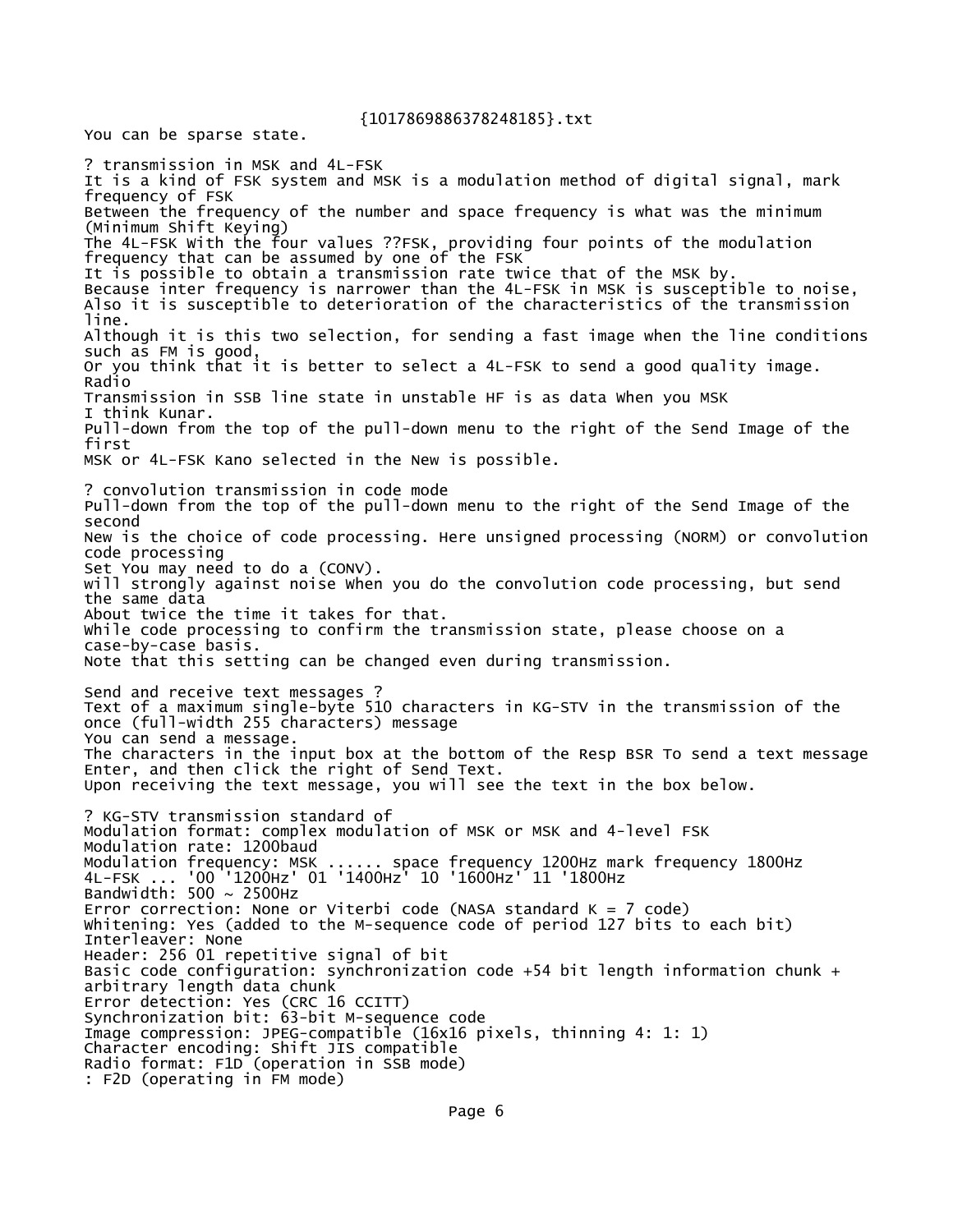You can be sparse state.

? transmission in MSK and 4L-FSK
It is a kind of FSK system and MSK is a modulation method of digital signal, mark frequency of FSK
Between the frequency of the number and space frequency is what was the minimum (Minimum Shift Keying)
The 4L-FSK With the four values ??FSK, providing four points of the modulation frequency that can be assumed by one of the FSK
It is possible to obtain a transmission rate twice that of the MSK by.
Because inter frequency is narrower than the 4L-FSK in MSK is susceptible to noise,
Also it is susceptible to deterioration of the characteristics of the transmission line.
Although it is this two selection, for sending a fast image when the line conditions such as FM is good,
Or you think that it is better to select a 4L-FSK to send a good quality image.
Radio
Transmission in SSB line state in unstable HF is as data When you MSK
I think Kunar.
Pull-down from the top of the pull-down menu to the right of the Send Image of the first
MSK or 4L-FSK Kano selected in the New is possible.

? convolution transmission in code mode
Pull-down from the top of the pull-down menu to the right of the Send Image of the second
New is the choice of code processing. Here unsigned processing (NORM) or convolution code processing
Set You may need to do a (CONV).
will strongly against noise When you do the convolution code processing, but send the same data
About twice the time it takes for that.
While code processing to confirm the transmission state, please choose on a case-by-case basis.
Note that this setting can be changed even during transmission.

Send and receive text messages ?
Text of a maximum single-byte 510 characters in KG-STV in the transmission of the once (full-width 255 characters) message
You can send a message.
The characters in the input box at the bottom of the Resp BSR To send a text message Enter, and then click the right of Send Text.
Upon receiving the text message, you will see the text in the box below.

? KG-STV transmission standard of
Modulation format: complex modulation of MSK or MSK and 4-level FSK
Modulation rate: 1200baud
Modulation frequency: MSK ...... space frequency 1200Hz mark frequency 1800Hz
4L-FSK ... '00 '1200Hz' 01 '1400Hz' 10 '1600Hz' 11 '1800Hz
Bandwidth: 500 ~ 2500Hz
Error correction: None or Viterbi code (NASA standard K = 7 code)
Whitening: Yes (added to the M-sequence code of period 127 bits to each bit)
Interleaver: None
Header: 256 01 repetitive signal of bit
Basic code configuration: synchronization code +54 bit length information chunk + arbitrary length data chunk
Error detection: Yes (CRC 16 CCITT)
Synchronization bit: 63-bit M-sequence code
Image compression: JPEG-compatible (16x16 pixels, thinning 4: 1: 1)
Character encoding: Shift JIS compatible
Radio format: F1D (operation in SSB mode)
: F2D (operating in FM mode)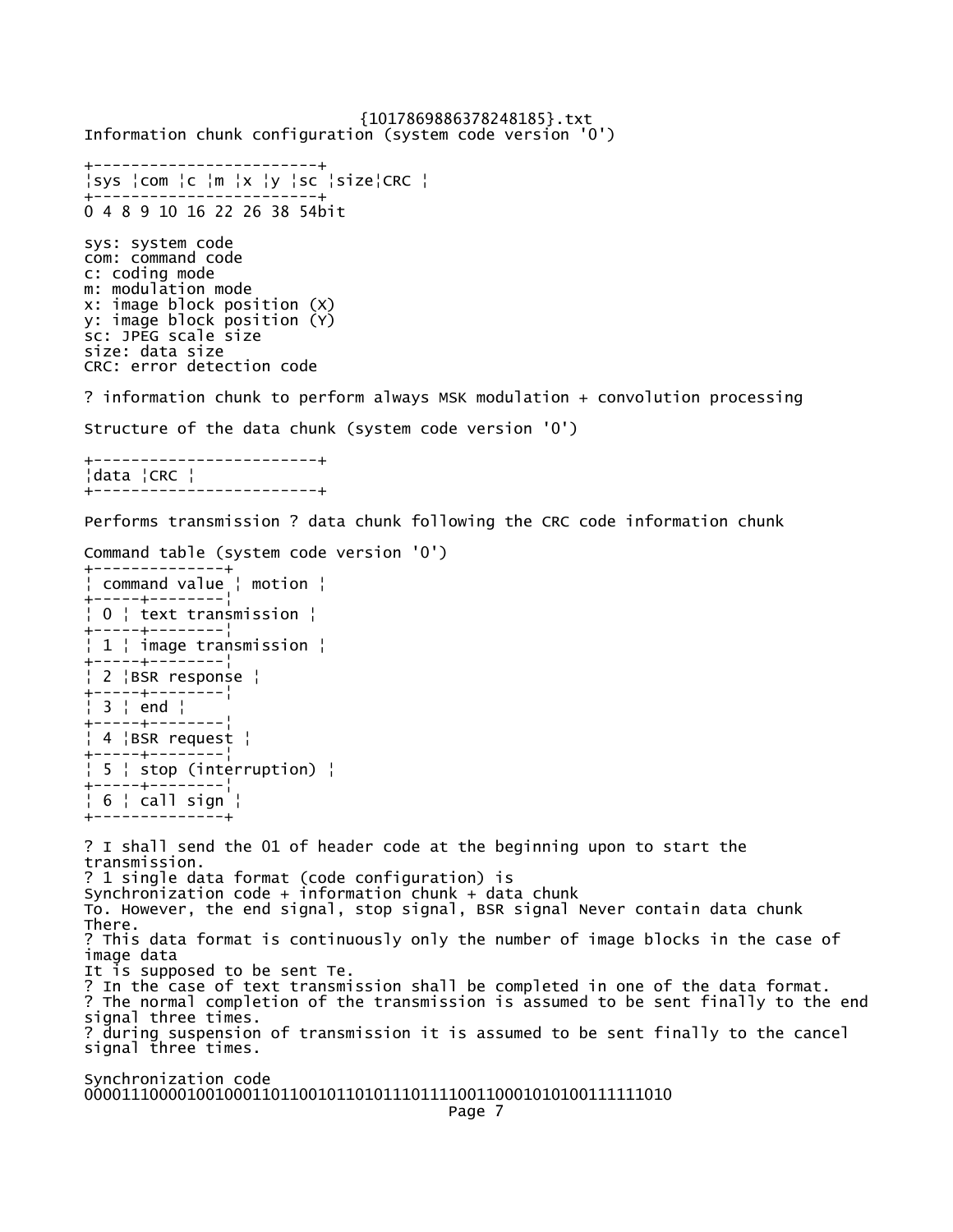{1017869886378248185}.txt

Information chunk configuration (system code version '0')

```
+------------------------+
¦sys ¦com ¦c ¦m ¦x ¦y ¦sc ¦size¦CRC ¦
+------------------------+
0 4 8 9 10 16 22 26 38 54bit
```

sys: system code
com: command code
c: coding mode
m: modulation mode
x: image block position (X)
y: image block position (Y)
sc: JPEG scale size
size: data size
CRC: error detection code

? information chunk to perform always MSK modulation + convolution processing

Structure of the data chunk (system code version '0')

```
+------------------------+
¦data ¦CRC ¦
+------------------------+
```

Performs transmission ? data chunk following the CRC code information chunk

Command table (system code version '0')

| command value | motion |
|---|---|
| 0 | text transmission |
| 1 | image transmission |
| 2 | BSR response |
| 3 | end |
| 4 | BSR request |
| 5 | stop (interruption) |
| 6 | call sign |

? I shall send the 01 of header code at the beginning upon to start the transmission.
? 1 single data format (code configuration) is
Synchronization code + information chunk + data chunk
To. However, the end signal, stop signal, BSR signal Never contain data chunk
There.
? This data format is continuously only the number of image blocks in the case of image data
It is supposed to be sent Te.
? In the case of text transmission shall be completed in one of the data format.
? The normal completion of the transmission is assumed to be sent finally to the end signal three times.
? during suspension of transmission it is assumed to be sent finally to the cancel signal three times.

Synchronization code
0000111000010010001101100101101011101111001100010101001111111010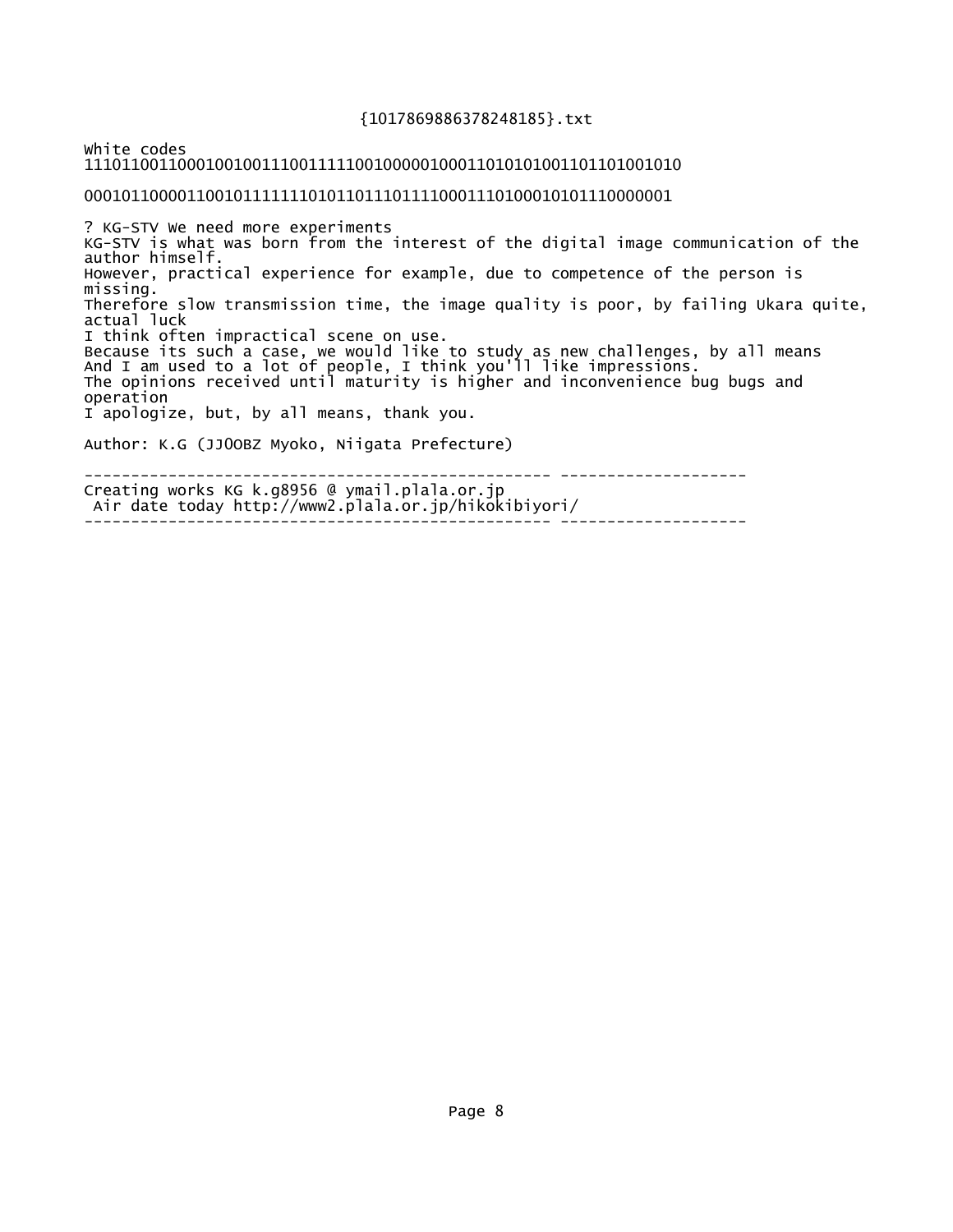{1017869886378248185}.txt

White codes
1110110011000100100111001111100100000100011010101001101101001010

0001011000011001011111110101101110111100011101000101011100000001

? KG-STV We need more experiments
KG-STV is what was born from the interest of the digital image communication of the author himself.
However, practical experience for example, due to competence of the person is missing.
Therefore slow transmission time, the image quality is poor, by failing Ukara quite, actual luck
I think often impractical scene on use.
Because its such a case, we would like to study as new challenges, by all means
And I am used to a lot of people, I think you'll like impressions.
The opinions received until maturity is higher and inconvenience bug bugs and operation
I apologize, but, by all means, thank you.

Author: K.G (JJ0OBZ Myoko, Niigata Prefecture)

-------------------------------------------------- --------------------
Creating works KG k.g8956 @ ymail.plala.or.jp
 Air date today http://www2.plala.or.jp/hikokibiyori/
-------------------------------------------------- --------------------